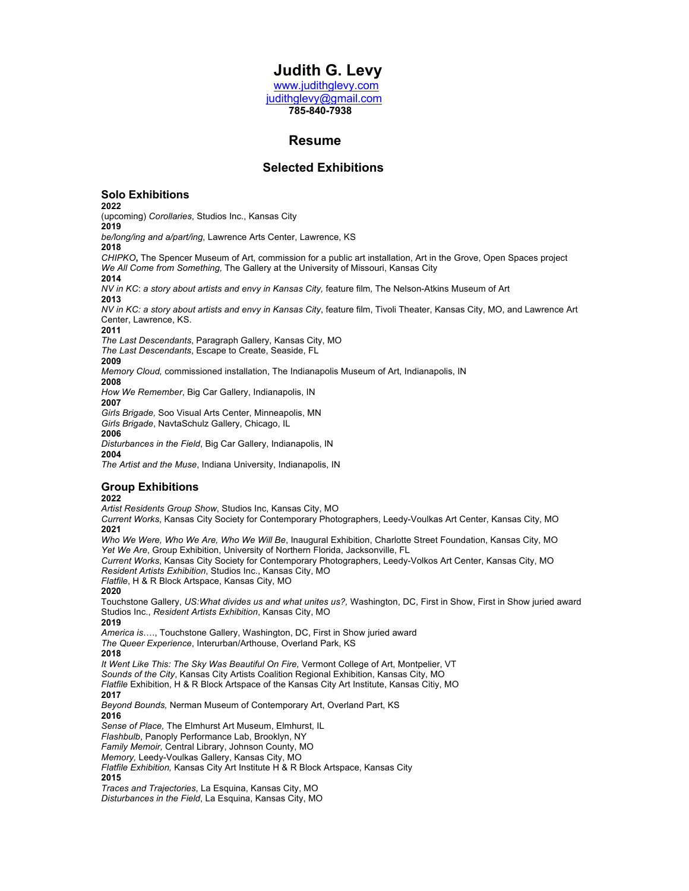# Judith G. Levy

www.judithglevy.com
judithglevy@gmail.com
**785-840-7938**

## Resume

## Selected Exhibitions

### Solo Exhibitions

**2022**
(upcoming) *Corollaries*, Studios Inc., Kansas City
**2019**
*be/long/ing and a/part/ing*, Lawrence Arts Center, Lawrence, KS
**2018**
*CHIPKO***,** The Spencer Museum of Art, commission for a public art installation, Art in the Grove, Open Spaces project
*We All Come from Something,* The Gallery at the University of Missouri, Kansas City
**2014**
*NV in KC*: *a story about artists and envy in Kansas City,* feature film*,* The Nelson-Atkins Museum of Art
**2013**
*NV in KC: a story about artists and envy in Kansas City*, feature film, Tivoli Theater, Kansas City, MO, and Lawrence Art Center, Lawrence, KS.
**2011**
*The Last Descendants*, Paragraph Gallery, Kansas City, MO
*The Last Descendants*, Escape to Create, Seaside, FL
**2009**
*Memory Cloud,* commissioned installation, The Indianapolis Museum of Art, Indianapolis, IN
**2008**
*How We Remember*, Big Car Gallery, Indianapolis, IN
**2007**
*Girls Brigade,* Soo Visual Arts Center, Minneapolis, MN
*Girls Brigade*, NavtaSchulz Gallery, Chicago, IL
**2006**
*Disturbances in the Field*, Big Car Gallery, Indianapolis, IN
**2004**
*The Artist and the Muse*, Indiana University, Indianapolis, IN

### Group Exhibitions

**2022**
*Artist Residents Group Show*, Studios Inc, Kansas City, MO
*Current Works*, Kansas City Society for Contemporary Photographers, Leedy-Voulkas Art Center, Kansas City, MO
**2021**
*Who We Were, Who We Are, Who We Will Be*, Inaugural Exhibition, Charlotte Street Foundation, Kansas City, MO
*Yet We Are*, Group Exhibition, University of Northern Florida, Jacksonville, FL
*Current Works*, Kansas City Society for Contemporary Photographers, Leedy-Volkos Art Center, Kansas City, MO
*Resident Artists Exhibition*, Studios Inc., Kansas City, MO
*Flatfile*, H & R Block Artspace, Kansas City, MO
**2020**
Touchstone Gallery, *US:What divides us and what unites us?,* Washington, DC, First in Show, First in Show juried award
Studios Inc., *Resident Artists Exhibition*, Kansas City, MO
**2019**
*America is….*, Touchstone Gallery, Washington, DC, First in Show juried award
*The Queer Experience*, Interurban/Arthouse, Overland Park, KS
**2018**
*It Went Like This: The Sky Was Beautiful On Fire,* Vermont College of Art, Montpelier, VT
*Sounds of the City*, Kansas City Artists Coalition Regional Exhibition, Kansas City, MO
*Flatfile* Exhibition, H & R Block Artspace of the Kansas City Art Institute, Kansas Citiy, MO
**2017**
*Beyond Bounds,* Nerman Museum of Contemporary Art, Overland Part, KS
**2016**
*Sense of Place,* The Elmhurst Art Museum, Elmhurst, IL
*Flashbulb*, Panoply Performance Lab, Brooklyn, NY
*Family Memoir,* Central Library, Johnson County, MO
*Memory,* Leedy-Voulkas Gallery, Kansas City, MO
*Flatfile Exhibition,* Kansas City Art Institute H & R Block Artspace, Kansas City
**2015**
*Traces and Trajectories*, La Esquina, Kansas City, MO
*Disturbances in the Field*, La Esquina, Kansas City, MO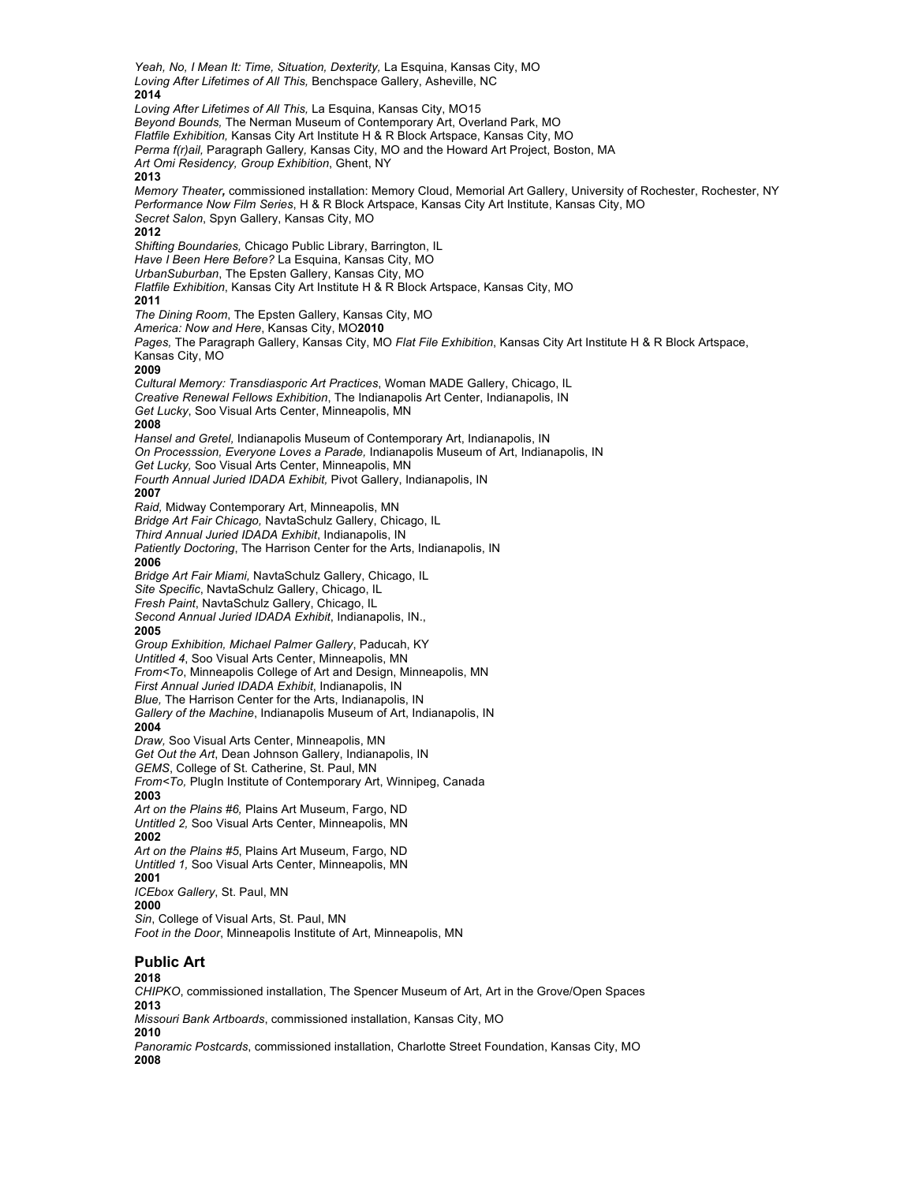*Yeah, No, I Mean It: Time, Situation, Dexterity,* La Esquina, Kansas City, MO
*Loving After Lifetimes of All This,* Benchspace Gallery, Asheville, NC
**2014**
*Loving After Lifetimes of All This,* La Esquina, Kansas City, MO15
*Beyond Bounds,* The Nerman Museum of Contemporary Art, Overland Park, MO
*Flatfile Exhibition,* Kansas City Art Institute H & R Block Artspace, Kansas City, MO
*Perma f(r)ail,* Paragraph Gallery, Kansas City, MO and the Howard Art Project, Boston, MA
*Art Omi Residency, Group Exhibition*, Ghent, NY
**2013**
*Memory Theater,* commissioned installation: Memory Cloud, Memorial Art Gallery, University of Rochester, Rochester, NY
*Performance Now Film Series*, H & R Block Artspace, Kansas City Art Institute, Kansas City, MO
*Secret Salon*, Spyn Gallery, Kansas City, MO
**2012**
*Shifting Boundaries,* Chicago Public Library, Barrington, IL
*Have I Been Here Before?* La Esquina, Kansas City, MO
*UrbanSuburban*, The Epsten Gallery, Kansas City, MO
*Flatfile Exhibition*, Kansas City Art Institute H & R Block Artspace, Kansas City, MO
**2011**
*The Dining Room*, The Epsten Gallery, Kansas City, MO
*America: Now and Here*, Kansas City, MO**2010**
*Pages,* The Paragraph Gallery, Kansas City, MO *Flat File Exhibition*, Kansas City Art Institute H & R Block Artspace, Kansas City, MO
**2009**
*Cultural Memory: Transdiasporic Art Practices*, Woman MADE Gallery, Chicago, IL
*Creative Renewal Fellows Exhibition*, The Indianapolis Art Center, Indianapolis, IN
*Get Lucky*, Soo Visual Arts Center, Minneapolis, MN
**2008**
*Hansel and Gretel,* Indianapolis Museum of Contemporary Art, Indianapolis, IN
*On Processsion, Everyone Loves a Parade,* Indianapolis Museum of Art, Indianapolis, IN
*Get Lucky,* Soo Visual Arts Center, Minneapolis, MN
*Fourth Annual Juried IDADA Exhibit,* Pivot Gallery, Indianapolis, IN
**2007**
*Raid,* Midway Contemporary Art, Minneapolis, MN
*Bridge Art Fair Chicago,* NavtaSchulz Gallery, Chicago, IL
*Third Annual Juried IDADA Exhibit*, Indianapolis, IN
*Patiently Doctoring*, The Harrison Center for the Arts, Indianapolis, IN
**2006**
*Bridge Art Fair Miami,* NavtaSchulz Gallery, Chicago, IL
*Site Specific*, NavtaSchulz Gallery, Chicago, IL
*Fresh Paint*, NavtaSchulz Gallery, Chicago, IL
*Second Annual Juried IDADA Exhibit*, Indianapolis, IN.,
**2005**
*Group Exhibition, Michael Palmer Gallery*, Paducah, KY
*Untitled 4*, Soo Visual Arts Center, Minneapolis, MN
*From<To*, Minneapolis College of Art and Design, Minneapolis, MN
*First Annual Juried IDADA Exhibit*, Indianapolis, IN
*Blue,* The Harrison Center for the Arts, Indianapolis, IN
*Gallery of the Machine*, Indianapolis Museum of Art, Indianapolis, IN
**2004**
*Draw,* Soo Visual Arts Center, Minneapolis, MN
*Get Out the Art*, Dean Johnson Gallery, Indianapolis, IN
*GEMS*, College of St. Catherine, St. Paul, MN
*From<To,* PlugIn Institute of Contemporary Art, Winnipeg, Canada
**2003**
*Art on the Plains #6,* Plains Art Museum, Fargo, ND
*Untitled 2,* Soo Visual Arts Center, Minneapolis, MN
**2002**
*Art on the Plains #5*, Plains Art Museum, Fargo, ND
*Untitled 1,* Soo Visual Arts Center, Minneapolis, MN
**2001**
*ICEbox Gallery*, St. Paul, MN
**2000**
*Sin*, College of Visual Arts, St. Paul, MN
*Foot in the Door*, Minneapolis Institute of Art, Minneapolis, MN

## Public Art

**2018**
*CHIPKO*, commissioned installation, The Spencer Museum of Art, Art in the Grove/Open Spaces
**2013**
*Missouri Bank Artboards*, commissioned installation, Kansas City, MO
**2010**
*Panoramic Postcards*, commissioned installation, Charlotte Street Foundation, Kansas City, MO
**2008**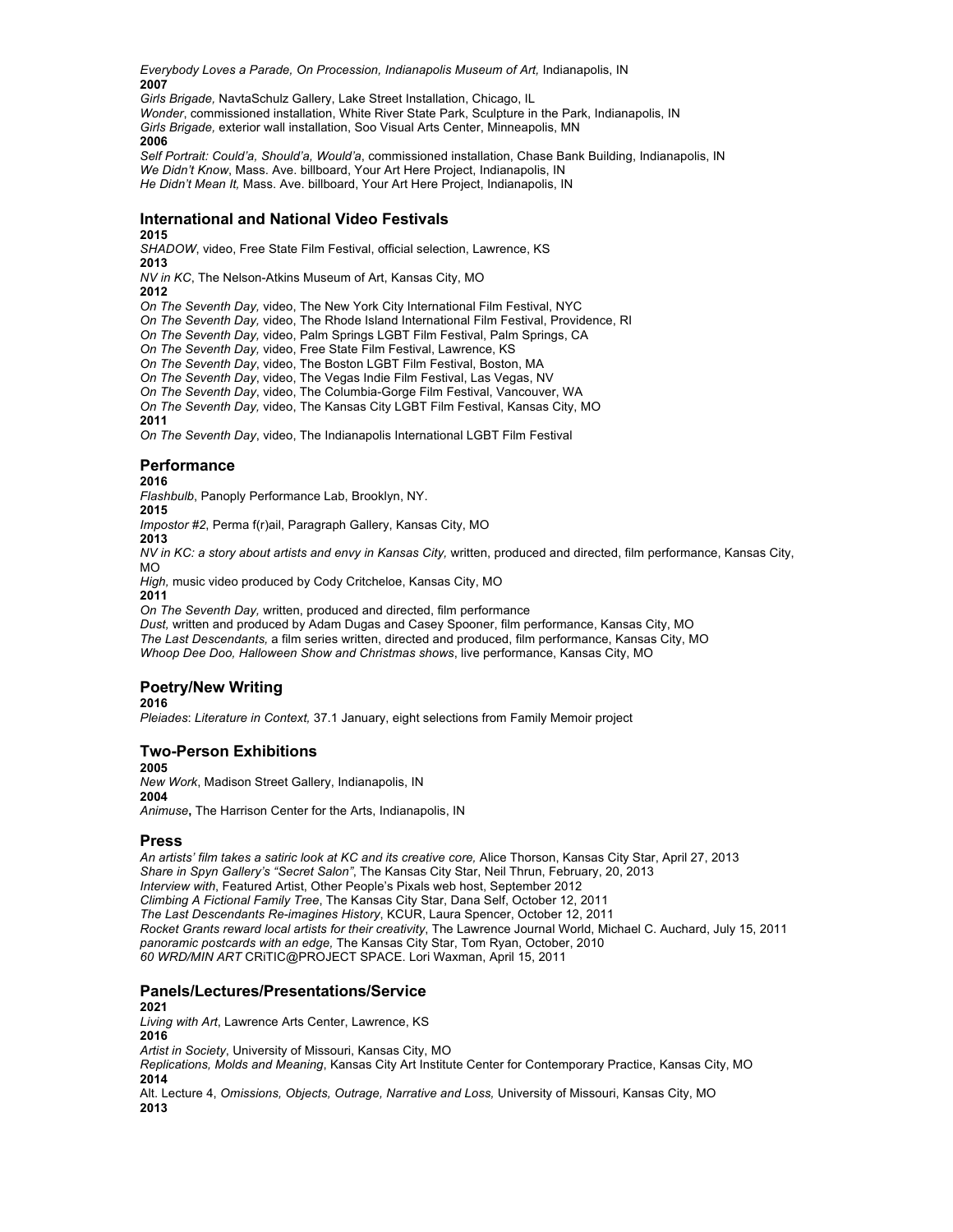*Everybody Loves a Parade, On Procession, Indianapolis Museum of Art,* Indianapolis, IN

**2007**

*Girls Brigade,* NavtaSchulz Gallery, Lake Street Installation, Chicago, IL

*Wonder*, commissioned installation, White River State Park, Sculpture in the Park, Indianapolis, IN

*Girls Brigade,* exterior wall installation, Soo Visual Arts Center, Minneapolis, MN

**2006**

*Self Portrait: Could'a, Should'a, Would'a*, commissioned installation, Chase Bank Building, Indianapolis, IN

*We Didn't Know*, Mass. Ave. billboard, Your Art Here Project, Indianapolis, IN

*He Didn't Mean It,* Mass. Ave. billboard, Your Art Here Project, Indianapolis, IN

## International and National Video Festivals

**2015**

*SHADOW*, video, Free State Film Festival, official selection, Lawrence, KS

**2013**

*NV in KC*, The Nelson-Atkins Museum of Art, Kansas City, MO

**2012**

*On The Seventh Day,* video, The New York City International Film Festival, NYC

*On The Seventh Day,* video, The Rhode Island International Film Festival, Providence, RI

*On The Seventh Day,* video, Palm Springs LGBT Film Festival, Palm Springs, CA

*On The Seventh Day,* video, Free State Film Festival, Lawrence, KS

*On The Seventh Day*, video, The Boston LGBT Film Festival, Boston, MA

*On The Seventh Day*, video, The Vegas Indie Film Festival, Las Vegas, NV

*On The Seventh Day*, video, The Columbia-Gorge Film Festival, Vancouver, WA

*On The Seventh Day,* video, The Kansas City LGBT Film Festival, Kansas City, MO

**2011**

*On The Seventh Day*, video, The Indianapolis International LGBT Film Festival

## Performance

**2016**

*Flashbulb*, Panoply Performance Lab, Brooklyn, NY.

**2015**

*Impostor #2*, Perma f(r)ail, Paragraph Gallery, Kansas City, MO

**2013**

*NV in KC: a story about artists and envy in Kansas City,* written, produced and directed, film performance, Kansas City, MO

*High,* music video produced by Cody Critcheloe, Kansas City, MO

**2011**

*On The Seventh Day,* written, produced and directed, film performance

*Dust,* written and produced by Adam Dugas and Casey Spooner, film performance, Kansas City, MO

*The Last Descendants,* a film series written, directed and produced, film performance, Kansas City, MO

*Whoop Dee Doo, Halloween Show and Christmas shows*, live performance, Kansas City, MO

## Poetry/New Writing

**2016**

*Pleiades*: *Literature in Context,* 37.1 January, eight selections from Family Memoir project

## Two-Person Exhibitions

**2005**

*New Work*, Madison Street Gallery, Indianapolis, IN

**2004**

*Animuse***,** The Harrison Center for the Arts, Indianapolis, IN

## Press

*An artists' film takes a satiric look at KC and its creative core,* Alice Thorson, Kansas City Star, April 27, 2013

*Share in Spyn Gallery's "Secret Salon"*, The Kansas City Star, Neil Thrun, February, 20, 2013

*Interview with*, Featured Artist, Other People's Pixals web host, September 2012

*Climbing A Fictional Family Tree*, The Kansas City Star, Dana Self, October 12, 2011

*The Last Descendants Re-imagines History*, KCUR, Laura Spencer, October 12, 2011

*Rocket Grants reward local artists for their creativity*, The Lawrence Journal World, Michael C. Auchard, July 15, 2011

*panoramic postcards with an edge,* The Kansas City Star, Tom Ryan, October, 2010

*60 WRD/MIN ART* CRiTIC@PROJECT SPACE. Lori Waxman, April 15, 2011

## Panels/Lectures/Presentations/Service

**2021**

*Living with Art*, Lawrence Arts Center, Lawrence, KS

**2016**

*Artist in Society*, University of Missouri, Kansas City, MO

*Replications, Molds and Meaning*, Kansas City Art Institute Center for Contemporary Practice, Kansas City, MO

**2014**

Alt. Lecture 4, *Omissions, Objects, Outrage, Narrative and Loss,* University of Missouri, Kansas City, MO

**2013**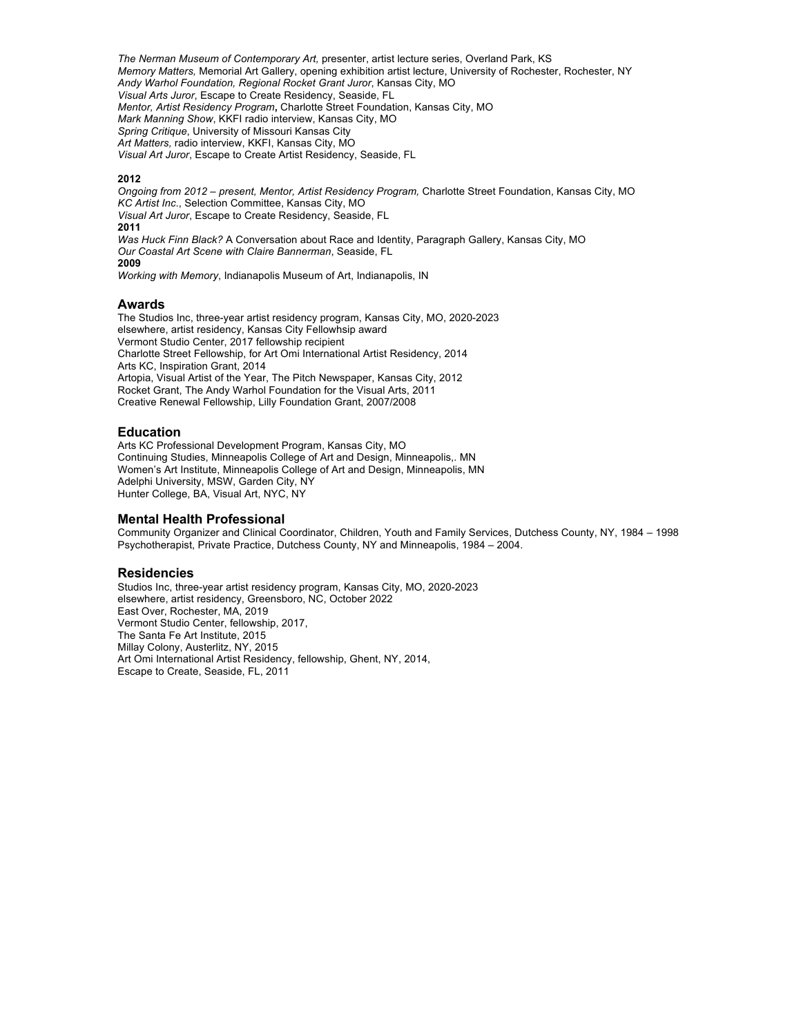*The Nerman Museum of Contemporary Art,* presenter, artist lecture series, Overland Park, KS
*Memory Matters,* Memorial Art Gallery, opening exhibition artist lecture, University of Rochester, Rochester, NY
*Andy Warhol Foundation, Regional Rocket Grant Juror*, Kansas City, MO
*Visual Arts Juror*, Escape to Create Residency, Seaside, FL
*Mentor, Artist Residency Program***,** Charlotte Street Foundation, Kansas City, MO
*Mark Manning Show*, KKFI radio interview, Kansas City, MO
*Spring Critique*, University of Missouri Kansas City
*Art Matters,* radio interview, KKFI, Kansas City, MO
*Visual Art Juror*, Escape to Create Artist Residency, Seaside, FL

**2012**
*Ongoing from 2012 – present, Mentor, Artist Residency Program,* Charlotte Street Foundation, Kansas City, MO
*KC Artist Inc.*, Selection Committee, Kansas City, MO
*Visual Art Juror*, Escape to Create Residency, Seaside, FL
**2011**
*Was Huck Finn Black?* A Conversation about Race and Identity, Paragraph Gallery, Kansas City, MO
*Our Coastal Art Scene with Claire Bannerman*, Seaside, FL
**2009**
*Working with Memory*, Indianapolis Museum of Art, Indianapolis, IN

## Awards
The Studios Inc, three-year artist residency program, Kansas City, MO, 2020-2023
elsewhere, artist residency, Kansas City Fellowhsip award
Vermont Studio Center, 2017 fellowship recipient
Charlotte Street Fellowship, for Art Omi International Artist Residency, 2014
Arts KC, Inspiration Grant, 2014
Artopia, Visual Artist of the Year, The Pitch Newspaper, Kansas City, 2012
Rocket Grant, The Andy Warhol Foundation for the Visual Arts, 2011
Creative Renewal Fellowship, Lilly Foundation Grant, 2007/2008

## Education
Arts KC Professional Development Program, Kansas City, MO
Continuing Studies, Minneapolis College of Art and Design, Minneapolis,. MN
Women's Art Institute, Minneapolis College of Art and Design, Minneapolis, MN
Adelphi University, MSW, Garden City, NY
Hunter College, BA, Visual Art, NYC, NY

## Mental Health Professional
Community Organizer and Clinical Coordinator, Children, Youth and Family Services, Dutchess County, NY, 1984 – 1998
Psychotherapist, Private Practice, Dutchess County, NY and Minneapolis, 1984 – 2004.

## Residencies
Studios Inc, three-year artist residency program, Kansas City, MO, 2020-2023
elsewhere, artist residency, Greensboro, NC, October 2022
East Over, Rochester, MA, 2019
Vermont Studio Center, fellowship, 2017,
The Santa Fe Art Institute, 2015
Millay Colony, Austerlitz, NY, 2015
Art Omi International Artist Residency, fellowship, Ghent, NY, 2014,
Escape to Create, Seaside, FL, 2011